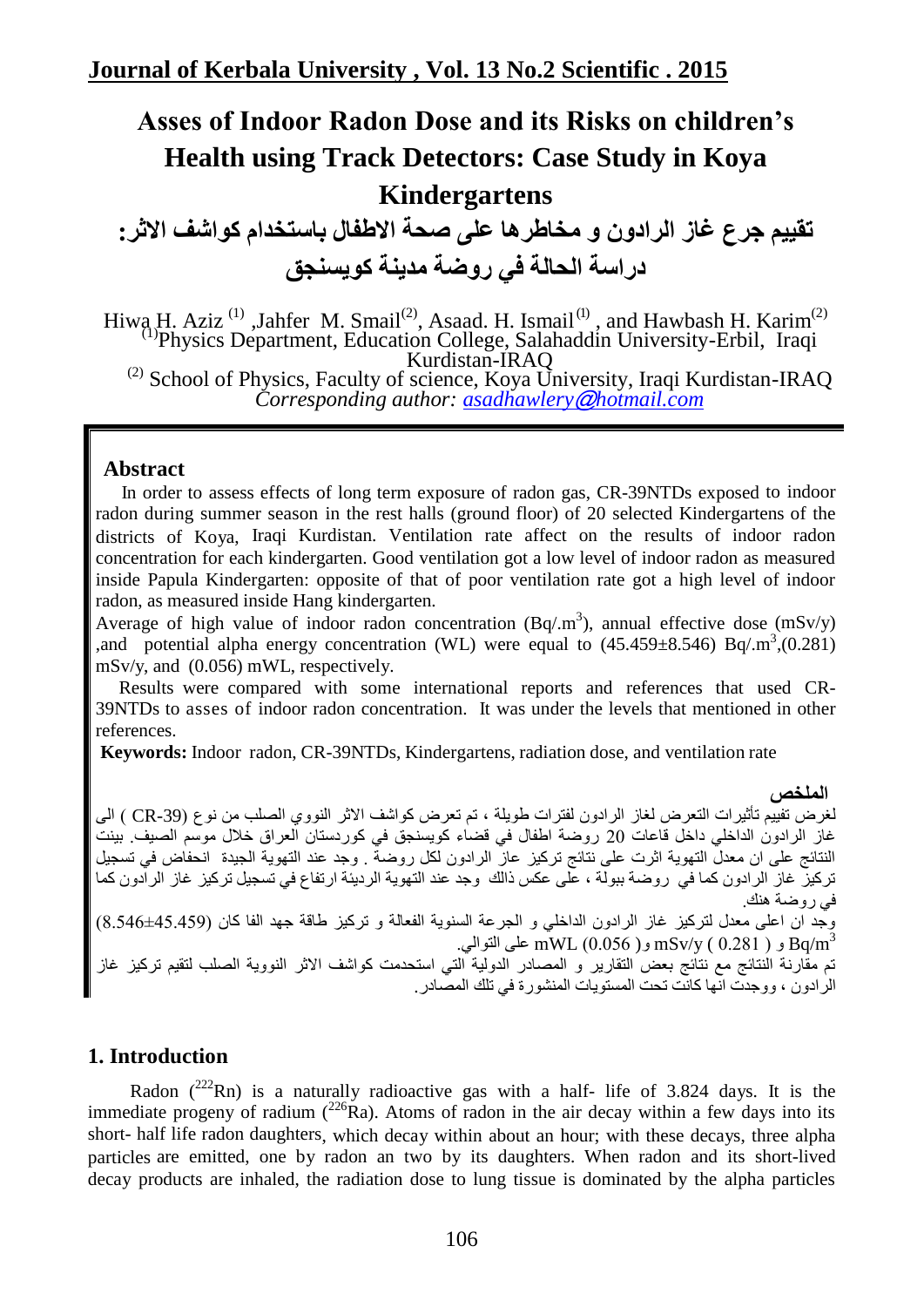# Asses of Indoor Radon Dose and its Risks on children's Health using Track Detectors: Case Study in Koya Kindergartens

# تقييم جرع غاز الرادون و مخاطرها على صحة الاطفال باستخدام كواشف الاثر: دراسة الحالة في روضة مدينة كويسنجق

Hiwa H. Aziz [1], Jahfer M. Smail[2], Asaad. H. Ismail[1], and Hawbash H. Karim[2]

[1]Physics Department, Education College, Salahaddin University-Erbil, Iraqi Kurdistan-IRAQ

[2] School of Physics, Faculty of science, Koya University, Iraqi Kurdistan-IRAQ

*Corresponding author: asadhawlery@hotmail.com*

## Abstract

In order to assess effects of long term exposure of radon gas, CR-39NTDs exposed to indoor radon during summer season in the rest halls (ground floor) of 20 selected Kindergartens of the districts of Koya, Iraqi Kurdistan. Ventilation rate affect on the results of indoor radon concentration for each kindergarten. Good ventilation got a low level of indoor radon as measured inside Papula Kindergarten: opposite of that of poor ventilation rate got a high level of indoor radon, as measured inside Hang kindergarten.

Average of high value of indoor radon concentration (Bq/.m$^3$), annual effective dose (mSv/y) ,and potential alpha energy concentration (WL) were equal to (45.459±8.546) Bq/.m$^3$,(0.281) mSv/y, and (0.056) mWL, respectively.

Results were compared with some international reports and references that used CR-39NTDs to asses of indoor radon concentration. It was under the levels that mentioned in other references.

**Keywords:** Indoor radon, CR-39NTDs, Kindergartens, radiation dose, and ventilation rate

## الملخص

لغرض تقييم تأثيرات التعرض لغاز الرادون لفترات طويلة ، تم تعرض كواشف الاثر النووي الصلب من نوع (CR-39 ) الى غاز الرادون الداخلي داخل قاعات 20 روضة اطفال في قضاء كويسنجق في كوردستان العراق خلال موسم الصيف. بينت النتائج على ان معدل التهوية اثرت على نتائج تركيز غاز الرادون لكل روضة . وجد عند التهوية الجيدة انخفاض في تسجيل تركيز غاز الرادون كما في روضة ببولة ، على عكس ذالك وجد عند التهوية الرديئة ارتفاع في تسجيل تركيز غاز الرادون كما في روضة هنك.

وجد ان اعلى معدل لتركيز غاز الرادون الداخلي و الجرعة السنوية الفعالة و تركيز طاقة جهد الفا كان (45.459±8.546) Bq/m$^3$ و ( 0.281 ) mSv/y و (0.056) mWL على التوالي.

تم مقارنة النتائج مع نتائج بعض التقارير و المصادر الدولية التي استحدمت كواشف الاثر النووية الصلب لتقيم تركيز غاز الرادون ، ووجدت انها كانت تحت المستويات المنشورة في تلك المصادر.

## 1. Introduction

Radon ($^{222}$Rn) is a naturally radioactive gas with a half- life of 3.824 days. It is the immediate progeny of radium ($^{226}$Ra). Atoms of radon in the air decay within a few days into its short- half life radon daughters, which decay within about an hour; with these decays, three alpha particles are emitted, one by radon an two by its daughters. When radon and its short-lived decay products are inhaled, the radiation dose to lung tissue is dominated by the alpha particles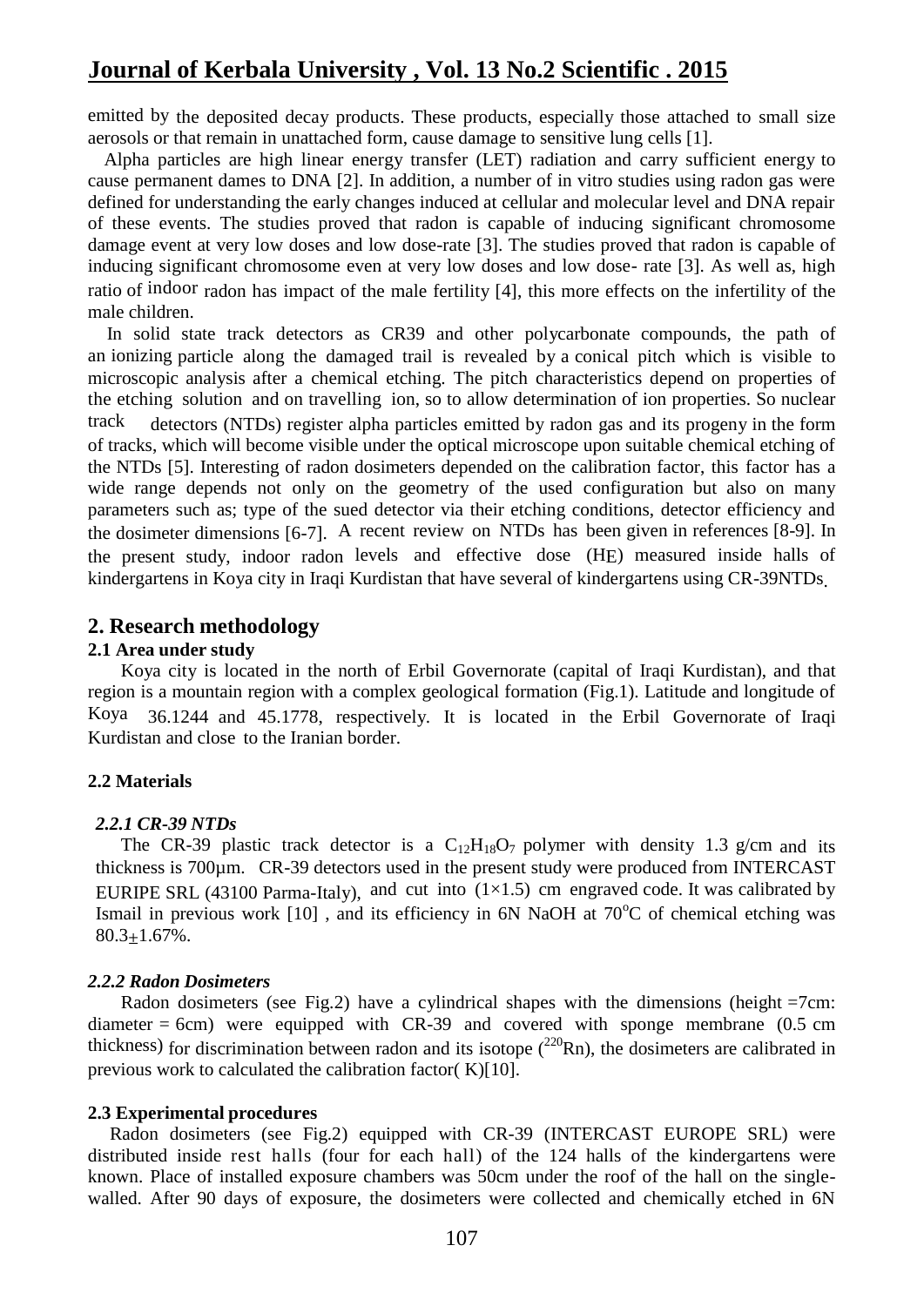emitted by the deposited decay products. These products, especially those attached to small size aerosols or that remain in unattached form, cause damage to sensitive lung cells [1].

Alpha particles are high linear energy transfer (LET) radiation and carry sufficient energy to cause permanent dames to DNA [2]. In addition, a number of in vitro studies using radon gas were defined for understanding the early changes induced at cellular and molecular level and DNA repair of these events. The studies proved that radon is capable of inducing significant chromosome damage event at very low doses and low dose-rate [3]. The studies proved that radon is capable of inducing significant chromosome even at very low doses and low dose- rate [3]. As well as, high ratio of indoor radon has impact of the male fertility [4], this more effects on the infertility of the male children.

In solid state track detectors as CR39 and other polycarbonate compounds, the path of an ionizing particle along the damaged trail is revealed by a conical pitch which is visible to microscopic analysis after a chemical etching. The pitch characteristics depend on properties of the etching solution and on travelling ion, so to allow determination of ion properties. So nuclear track detectors (NTDs) register alpha particles emitted by radon gas and its progeny in the form of tracks, which will become visible under the optical microscope upon suitable chemical etching of the NTDs [5]. Interesting of radon dosimeters depended on the calibration factor, this factor has a wide range depends not only on the geometry of the used configuration but also on many parameters such as; type of the sued detector via their etching conditions, detector efficiency and the dosimeter dimensions [6-7]. A recent review on NTDs has been given in references [8-9]. In the present study, indoor radon levels and effective dose ($H_E$) measured inside halls of kindergartens in Koya city in Iraqi Kurdistan that have several of kindergartens using CR-39NTDs.

## 2. Research methodology

### 2.1 Area under study

Koya city is located in the north of Erbil Governorate (capital of Iraqi Kurdistan), and that region is a mountain region with a complex geological formation (Fig.1). Latitude and longitude of Koya 36.1244 and 45.1778, respectively. It is located in the Erbil Governorate of Iraqi Kurdistan and close to the Iranian border.

### 2.2 Materials

#### *2.2.1 CR-39 NTDs*

The CR-39 plastic track detector is a $C_{12}H_{18}O_7$ polymer with density 1.3 g/cm and its thickness is 700µm. CR-39 detectors used in the present study were produced from INTERCAST EURIPE SRL (43100 Parma-Italy), and cut into (1×1.5) cm engraved code. It was calibrated by Ismail in previous work [10] , and its efficiency in 6N NaOH at 70°C of chemical etching was 80.3±1.67%.

#### *2.2.2 Radon Dosimeters*

Radon dosimeters (see Fig.2) have a cylindrical shapes with the dimensions (height =7cm: diameter = 6cm) were equipped with CR-39 and covered with sponge membrane (0.5 cm thickness) for discrimination between radon and its isotope ($^{220}$Rn), the dosimeters are calibrated in previous work to calculated the calibration factor( K)[10].

### 2.3 Experimental procedures

Radon dosimeters (see Fig.2) equipped with CR-39 (INTERCAST EUROPE SRL) were distributed inside rest halls (four for each hall) of the 124 halls of the kindergartens were known. Place of installed exposure chambers was 50cm under the roof of the hall on the single-walled. After 90 days of exposure, the dosimeters were collected and chemically etched in 6N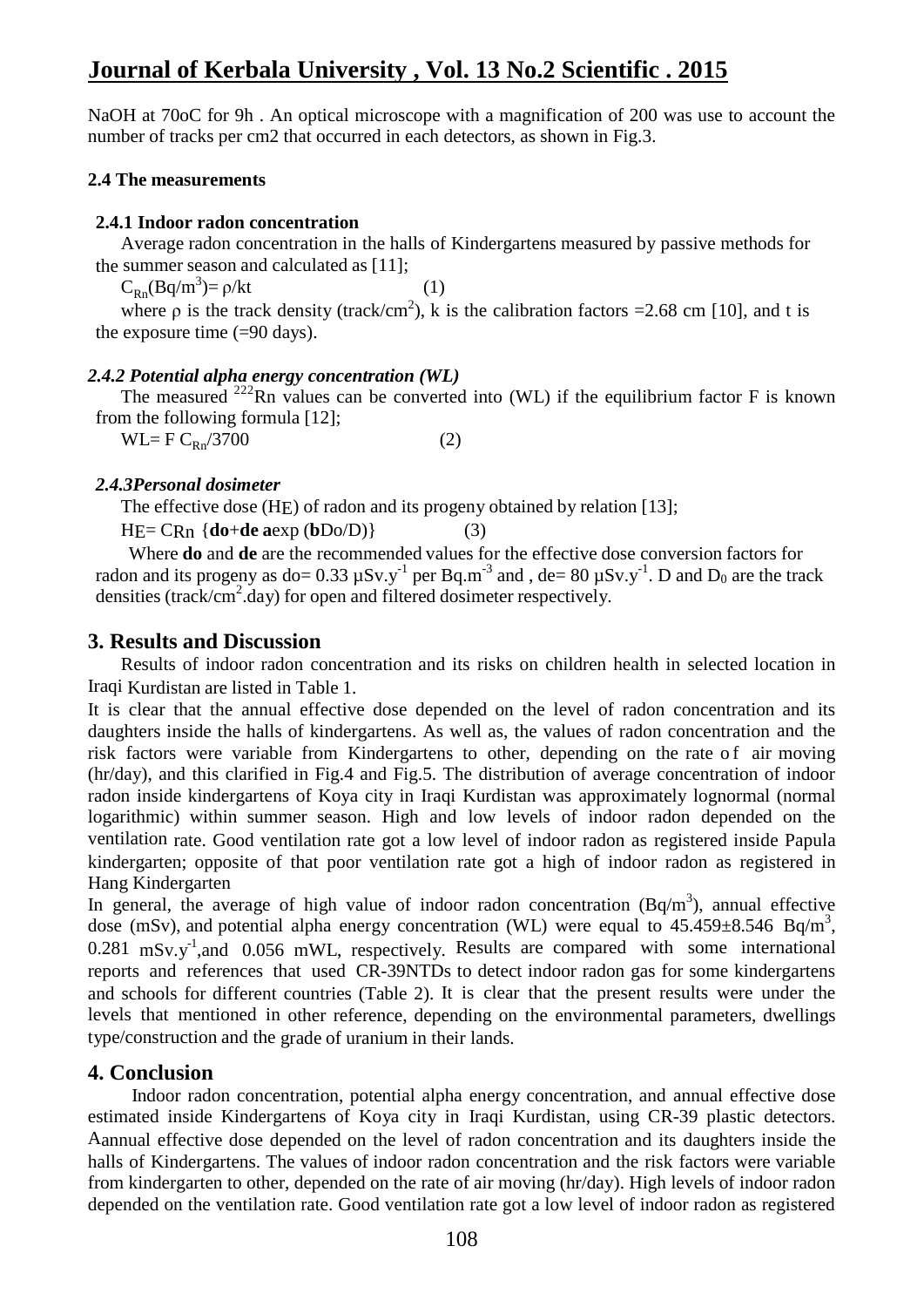NaOH at 70oC for 9h . An optical microscope with a magnification of 200 was use to account the number of tracks per cm2 that occurred in each detectors, as shown in Fig.3.

#### 2.4 The measurements

##### 2.4.1 Indoor radon concentration

Average radon concentration in the halls of Kindergartens measured by passive methods for the summer season and calculated as [11];

$$C_{Rn}(Bq/m^3) = \rho/kt \qquad (1)$$

where $\rho$ is the track density (track/cm$^2$), k is the calibration factors =2.68 cm [10], and t is the exposure time (=90 days).

##### *2.4.2 Potential alpha energy concentration (WL)*

The measured $^{222}$Rn values can be converted into (WL) if the equilibrium factor F is known from the following formula [12];

$$WL = F\, C_{Rn}/3700 \qquad (2)$$

##### *2.4.3Personal dosimeter*

The effective dose ($H_E$) of radon and its progeny obtained by relation [13];

$$H_E = C_{Rn}\ \{\mathbf{do} + \mathbf{de}\ \mathbf{a}\exp(\mathbf{b}Do/D)\} \qquad (3)$$

Where **do** and **de** are the recommended values for the effective dose conversion factors for radon and its progeny as do= 0.33 μSv.y$^{-1}$ per Bq.m$^{-3}$ and , de= 80 μSv.y$^{-1}$. D and $D_0$ are the track densities (track/cm$^2$.day) for open and filtered dosimeter respectively.

## 3. Results and Discussion

Results of indoor radon concentration and its risks on children health in selected location in Iraqi Kurdistan are listed in Table 1.

It is clear that the annual effective dose depended on the level of radon concentration and its daughters inside the halls of kindergartens. As well as, the values of radon concentration and the risk factors were variable from Kindergartens to other, depending on the rate of air moving (hr/day), and this clarified in Fig.4 and Fig.5. The distribution of average concentration of indoor radon inside kindergartens of Koya city in Iraqi Kurdistan was approximately lognormal (normal logarithmic) within summer season. High and low levels of indoor radon depended on the ventilation rate. Good ventilation rate got a low level of indoor radon as registered inside Papula kindergarten; opposite of that poor ventilation rate got a high of indoor radon as registered in Hang Kindergarten

In general, the average of high value of indoor radon concentration (Bq/m$^3$), annual effective dose (mSv), and potential alpha energy concentration (WL) were equal to 45.459±8.546 Bq/m$^3$, 0.281 mSv.y$^{-1}$,and 0.056 mWL, respectively. Results are compared with some international reports and references that used CR-39NTDs to detect indoor radon gas for some kindergartens and schools for different countries (Table 2). It is clear that the present results were under the levels that mentioned in other reference, depending on the environmental parameters, dwellings type/construction and the grade of uranium in their lands.

## 4. Conclusion

Indoor radon concentration, potential alpha energy concentration, and annual effective dose estimated inside Kindergartens of Koya city in Iraqi Kurdistan, using CR-39 plastic detectors. Aannual effective dose depended on the level of radon concentration and its daughters inside the halls of Kindergartens. The values of indoor radon concentration and the risk factors were variable from kindergarten to other, depended on the rate of air moving (hr/day). High levels of indoor radon depended on the ventilation rate. Good ventilation rate got a low level of indoor radon as registered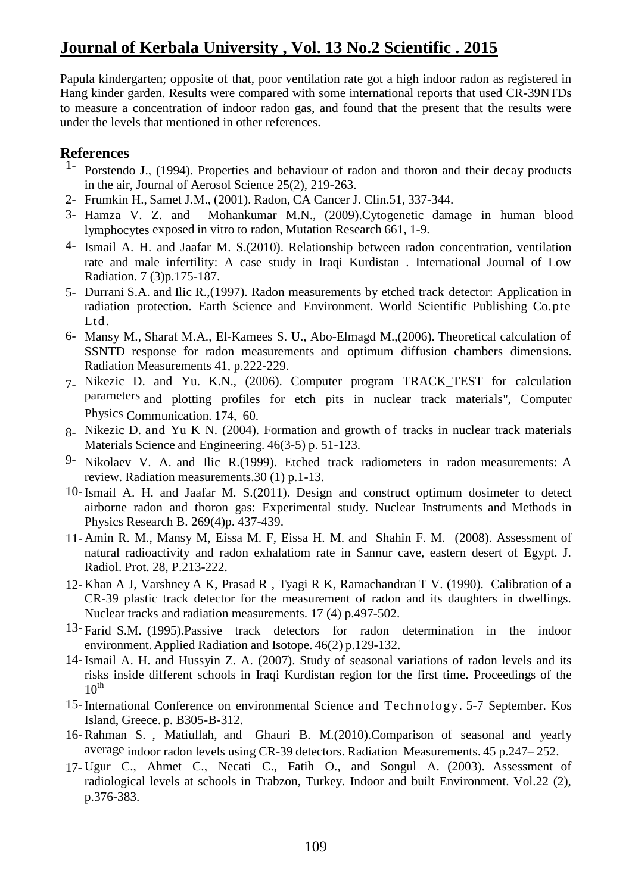Papula kindergarten; opposite of that, poor ventilation rate got a high indoor radon as registered in Hang kinder garden. Results were compared with some international reports that used CR-39NTDs to measure a concentration of indoor radon gas, and found that the present that the results were under the levels that mentioned in other references.

## References

1- Porstendo J., (1994). Properties and behaviour of radon and thoron and their decay products in the air, Journal of Aerosol Science 25(2), 219-263.

2- Frumkin H., Samet J.M., (2001). Radon, CA Cancer J. Clin.51, 337-344.

3- Hamza V. Z. and Mohankumar M.N., (2009).Cytogenetic damage in human blood lymphocytes exposed in vitro to radon, Mutation Research 661, 1-9.

4- Ismail A. H. and Jaafar M. S.(2010). Relationship between radon concentration, ventilation rate and male infertility: A case study in Iraqi Kurdistan . International Journal of Low Radiation. 7 (3)p.175-187.

5- Durrani S.A. and Ilic R.,(1997). Radon measurements by etched track detector: Application in radiation protection. Earth Science and Environment. World Scientific Publishing Co.pte Ltd.

6- Mansy M., Sharaf M.A., El-Kamees S. U., Abo-Elmagd M.,(2006). Theoretical calculation of SSNTD response for radon measurements and optimum diffusion chambers dimensions. Radiation Measurements 41, p.222-229.

7- Nikezic D. and Yu. K.N., (2006). Computer program TRACK_TEST for calculation parameters and plotting profiles for etch pits in nuclear track materials", Computer Physics Communication. 174, 60.

8- Nikezic D. and Yu K N. (2004). Formation and growth of tracks in nuclear track materials Materials Science and Engineering. 46(3-5) p. 51-123.

9- Nikolaev V. A. and Ilic R.(1999). Etched track radiometers in radon measurements: A review. Radiation measurements.30 (1) p.1-13.

10- Ismail A. H. and Jaafar M. S.(2011). Design and construct optimum dosimeter to detect airborne radon and thoron gas: Experimental study. Nuclear Instruments and Methods in Physics Research B. 269(4)p. 437-439.

11- Amin R. M., Mansy M, Eissa M. F, Eissa H. M. and Shahin F. M. (2008). Assessment of natural radioactivity and radon exhalatiom rate in Sannur cave, eastern desert of Egypt. J. Radiol. Prot. 28, P.213-222.

12- Khan A J, Varshney A K, Prasad R , Tyagi R K, Ramachandran T V. (1990). Calibration of a CR-39 plastic track detector for the measurement of radon and its daughters in dwellings. Nuclear tracks and radiation measurements. 17 (4) p.497-502.

13- Farid S.M. (1995).Passive track detectors for radon determination in the indoor environment. Applied Radiation and Isotope. 46(2) p.129-132.

14- Ismail A. H. and Hussyin Z. A. (2007). Study of seasonal variations of radon levels and its risks inside different schools in Iraqi Kurdistan region for the first time. Proceedings of the $10^{th}$

15- International Conference on environmental Science and Technology. 5-7 September. Kos Island, Greece. p. B305-B-312.

16- Rahman S. , Matiullah, and Ghauri B. M.(2010).Comparison of seasonal and yearly average indoor radon levels using CR-39 detectors. Radiation Measurements. 45 p.247– 252.

17- Ugur C., Ahmet C., Necati C., Fatih O., and Songul A. (2003). Assessment of radiological levels at schools in Trabzon, Turkey. Indoor and built Environment. Vol.22 (2), p.376-383.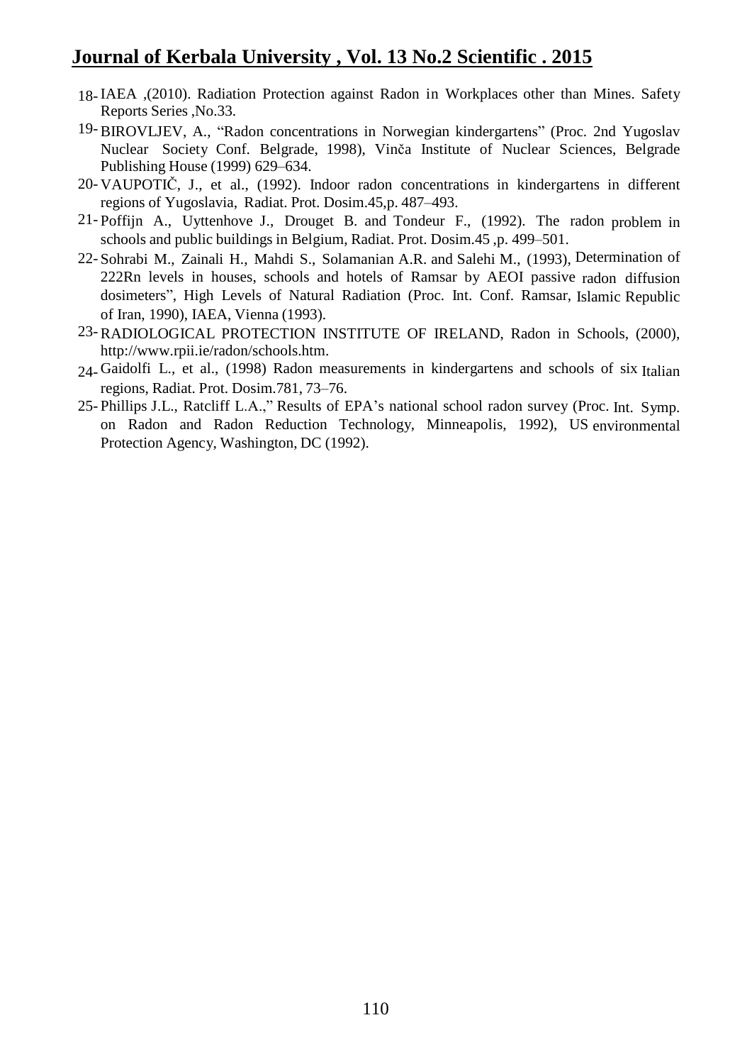18- IAEA ,(2010). Radiation Protection against Radon in Workplaces other than Mines. Safety Reports Series ,No.33.

19- BIROVLJEV, A., “Radon concentrations in Norwegian kindergartens” (Proc. 2nd Yugoslav Nuclear Society Conf. Belgrade, 1998), Vinča Institute of Nuclear Sciences, Belgrade Publishing House (1999) 629–634.

20- VAUPOTIČ, J., et al., (1992). Indoor radon concentrations in kindergartens in different regions of Yugoslavia, Radiat. Prot. Dosim.45,p. 487–493.

21- Poffijn A., Uyttenhove J., Drouget B. and Tondeur F., (1992). The radon problem in schools and public buildings in Belgium, Radiat. Prot. Dosim.45 ,p. 499–501.

22- Sohrabi M., Zainali H., Mahdi S., Solamanian A.R. and Salehi M., (1993), Determination of 222Rn levels in houses, schools and hotels of Ramsar by AEOI passive radon diffusion dosimeters”, High Levels of Natural Radiation (Proc. Int. Conf. Ramsar, Islamic Republic of Iran, 1990), IAEA, Vienna (1993).

23- RADIOLOGICAL PROTECTION INSTITUTE OF IRELAND, Radon in Schools, (2000), http://www.rpii.ie/radon/schools.htm.

24- Gaidolfi L., et al., (1998) Radon measurements in kindergartens and schools of six Italian regions, Radiat. Prot. Dosim.781, 73–76.

25- Phillips J.L., Ratcliff L.A.,” Results of EPA’s national school radon survey (Proc. Int. Symp. on Radon and Radon Reduction Technology, Minneapolis, 1992), US environmental Protection Agency, Washington, DC (1992).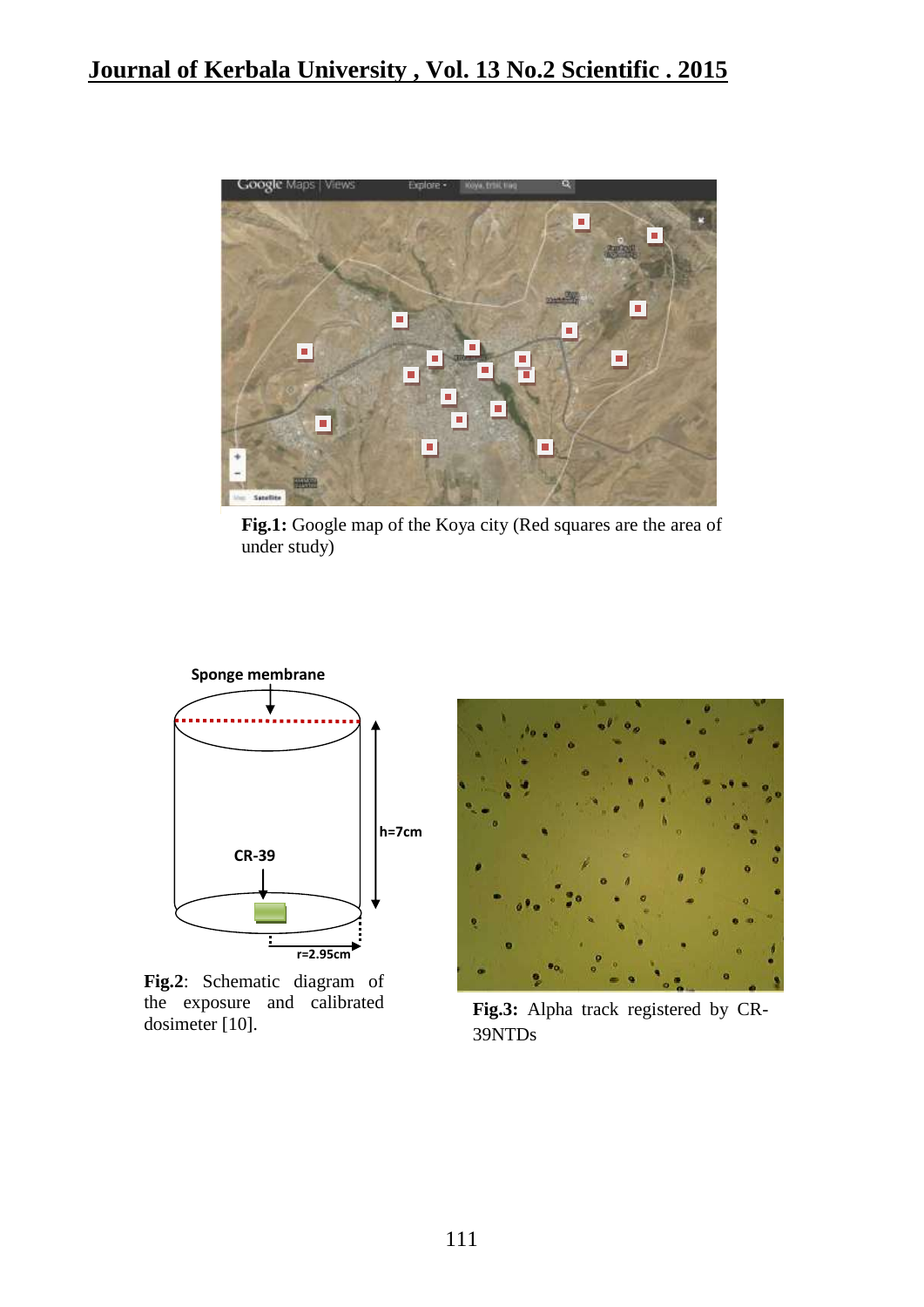**Fig.1:** Google map of the Koya city (Red squares are the area of under study)

Sponge membrane

CR-39

h=7cm

r=2.95cm

**Fig.2**: Schematic diagram of the exposure and calibrated dosimeter [10].

**Fig.3:** Alpha track registered by CR-39NTDs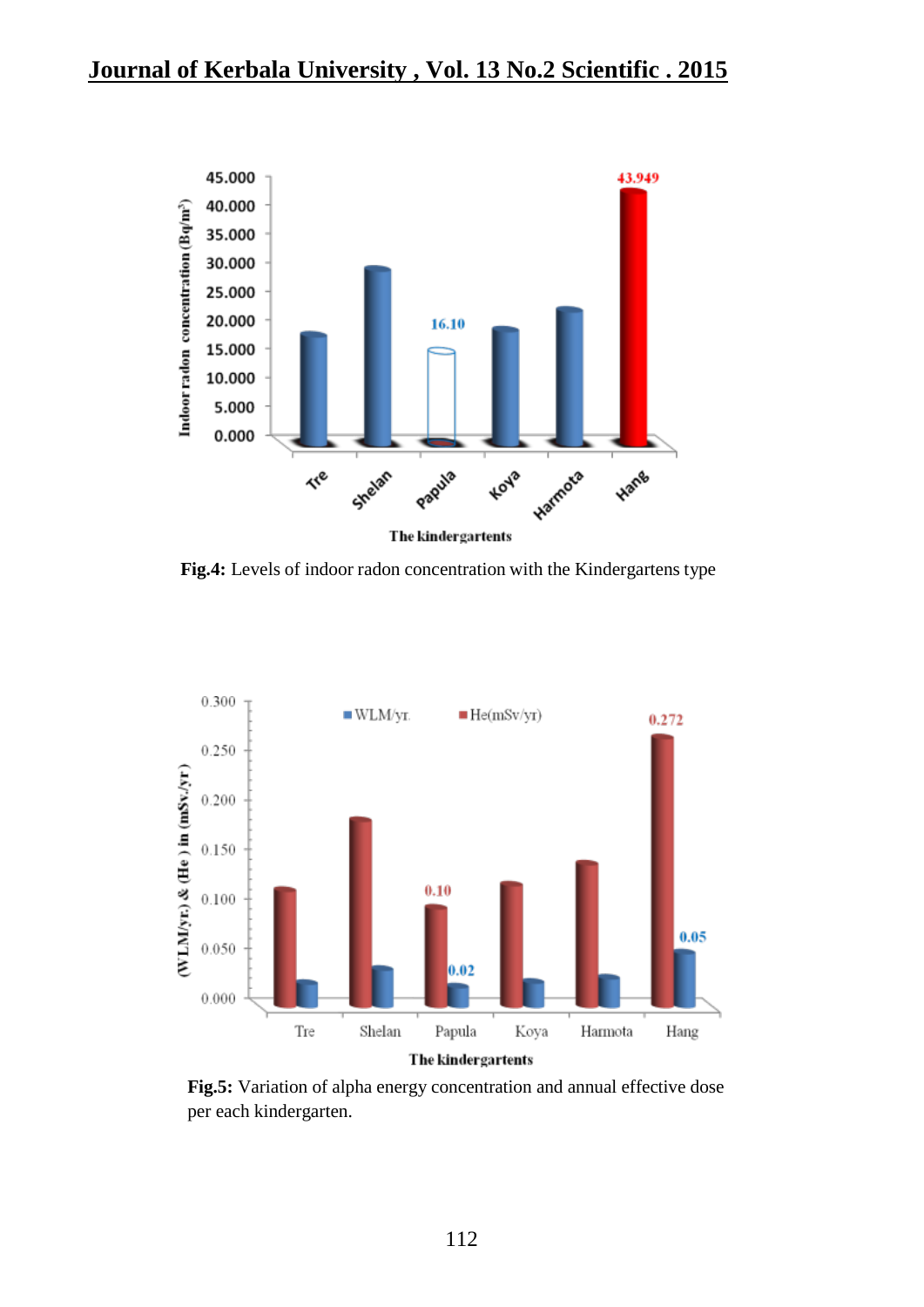**Fig.4:** Levels of indoor radon concentration with the Kindergartens type

**Fig.5:** Variation of alpha energy concentration and annual effective dose per each kindergarten.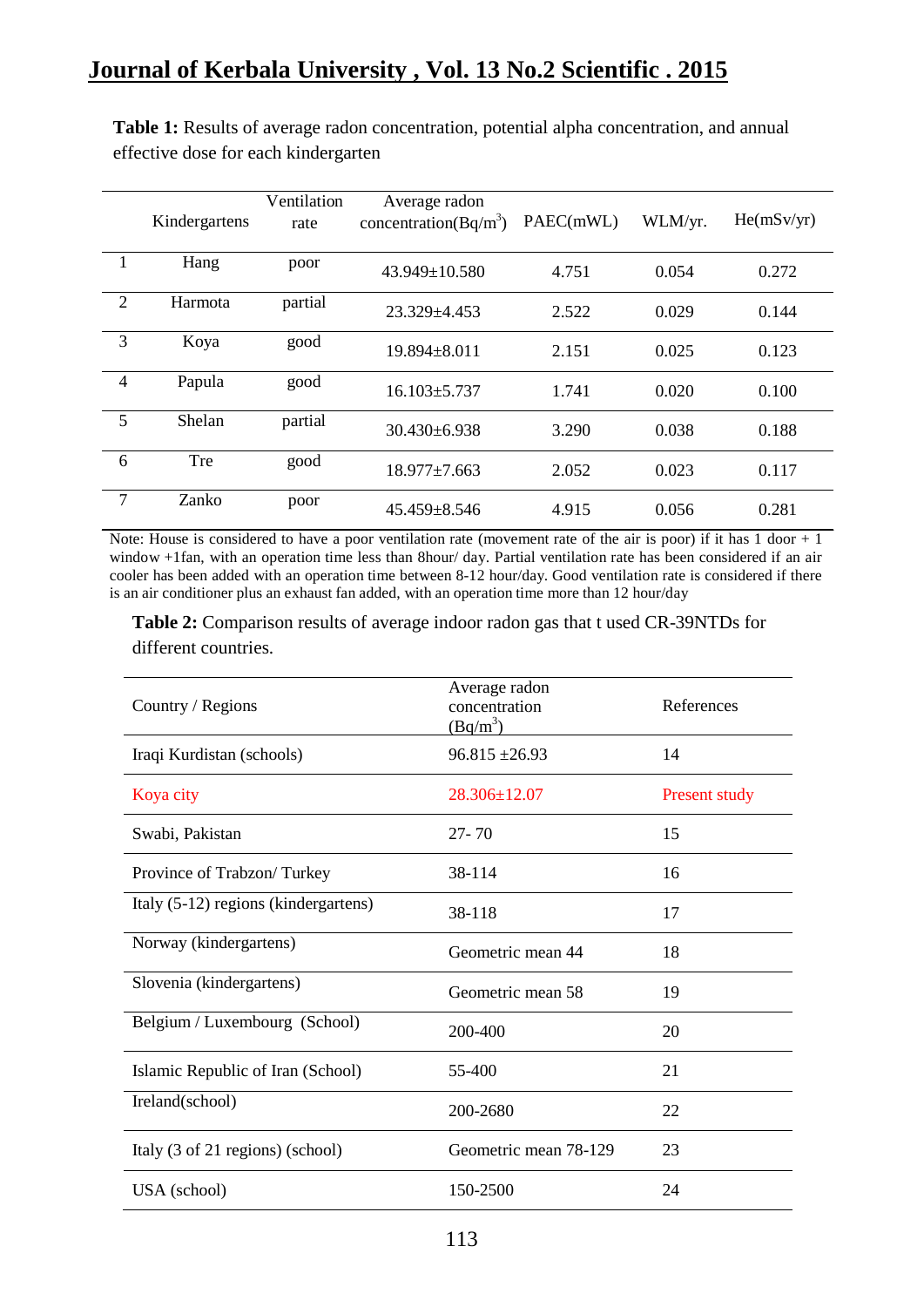**Table 1:** Results of average radon concentration, potential alpha concentration, and annual effective dose for each kindergarten

| | Kindergartens | Ventilation rate | Average radon concentration(Bq/m$^3$) | PAEC(mWL) | WLM/yr. | He(mSv/yr) |
|---|---|---|---|---|---|---|
| 1 | Hang | poor | 43.949±10.580 | 4.751 | 0.054 | 0.272 |
| 2 | Harmota | partial | 23.329±4.453 | 2.522 | 0.029 | 0.144 |
| 3 | Koya | good | 19.894±8.011 | 2.151 | 0.025 | 0.123 |
| 4 | Papula | good | 16.103±5.737 | 1.741 | 0.020 | 0.100 |
| 5 | Shelan | partial | 30.430±6.938 | 3.290 | 0.038 | 0.188 |
| 6 | Tre | good | 18.977±7.663 | 2.052 | 0.023 | 0.117 |
| 7 | Zanko | poor | 45.459±8.546 | 4.915 | 0.056 | 0.281 |

Note: House is considered to have a poor ventilation rate (movement rate of the air is poor) if it has 1 door + 1 window +1fan, with an operation time less than 8hour/ day. Partial ventilation rate has been considered if an air cooler has been added with an operation time between 8-12 hour/day. Good ventilation rate is considered if there is an air conditioner plus an exhaust fan added, with an operation time more than 12 hour/day

**Table 2:** Comparison results of average indoor radon gas that t used CR-39NTDs for different countries.

| Country / Regions | Average radon concentration (Bq/m$^3$) | References |
|---|---|---|
| Iraqi Kurdistan (schools) | 96.815 ±26.93 | 14 |
| Koya city | 28.306±12.07 | Present study |
| Swabi, Pakistan | 27- 70 | 15 |
| Province of Trabzon/ Turkey | 38-114 | 16 |
| Italy (5-12) regions (kindergartens) | 38-118 | 17 |
| Norway (kindergartens) | Geometric mean 44 | 18 |
| Slovenia (kindergartens) | Geometric mean 58 | 19 |
| Belgium / Luxembourg (School) | 200-400 | 20 |
| Islamic Republic of Iran (School) | 55-400 | 21 |
| Ireland(school) | 200-2680 | 22 |
| Italy (3 of 21 regions) (school) | Geometric mean 78-129 | 23 |
| USA (school) | 150-2500 | 24 |